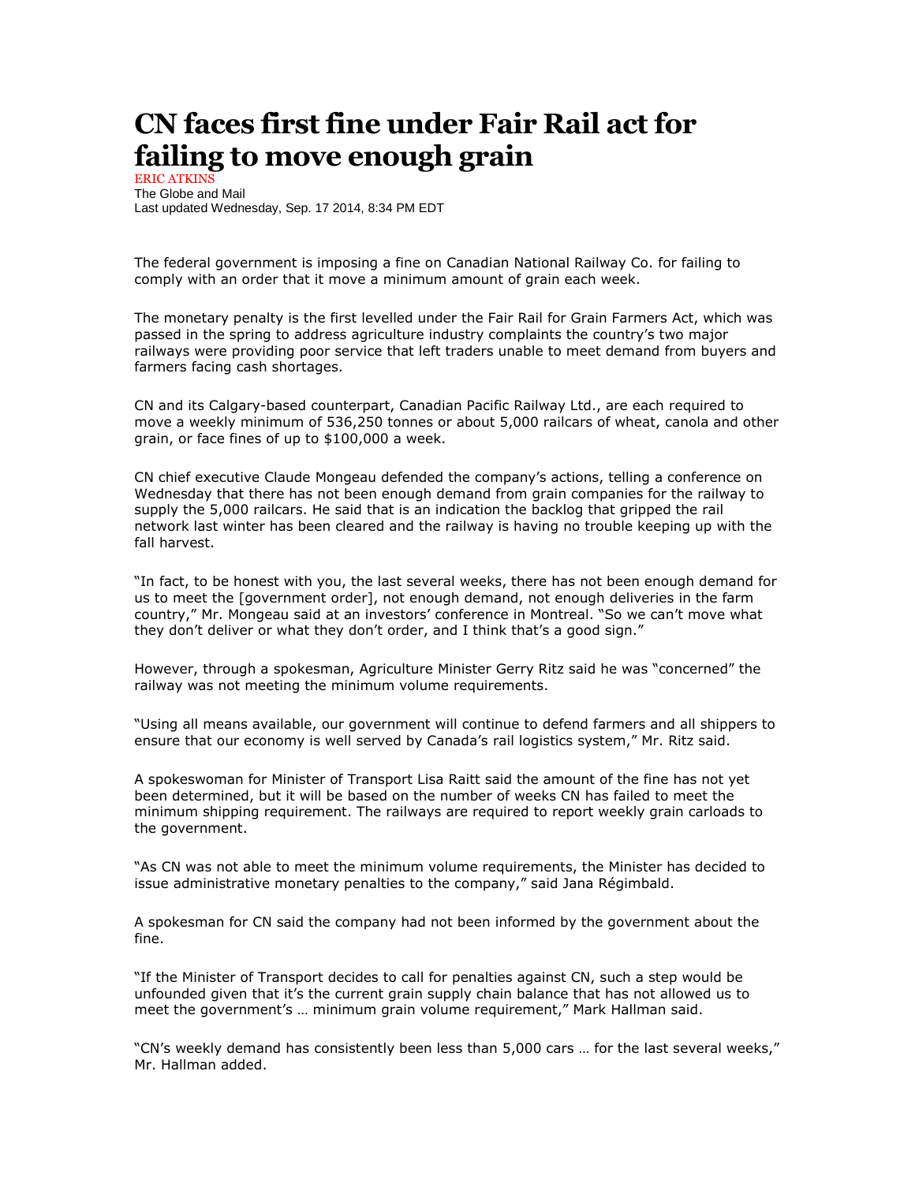# CN faces first fine under Fair Rail act for failing to move enough grain

ERIC ATKINS
The Globe and Mail
Last updated Wednesday, Sep. 17 2014, 8:34 PM EDT

The federal government is imposing a fine on Canadian National Railway Co. for failing to comply with an order that it move a minimum amount of grain each week.

The monetary penalty is the first levelled under the Fair Rail for Grain Farmers Act, which was passed in the spring to address agriculture industry complaints the country's two major railways were providing poor service that left traders unable to meet demand from buyers and farmers facing cash shortages.

CN and its Calgary-based counterpart, Canadian Pacific Railway Ltd., are each required to move a weekly minimum of 536,250 tonnes or about 5,000 railcars of wheat, canola and other grain, or face fines of up to $100,000 a week.

CN chief executive Claude Mongeau defended the company's actions, telling a conference on Wednesday that there has not been enough demand from grain companies for the railway to supply the 5,000 railcars. He said that is an indication the backlog that gripped the rail network last winter has been cleared and the railway is having no trouble keeping up with the fall harvest.

"In fact, to be honest with you, the last several weeks, there has not been enough demand for us to meet the [government order], not enough demand, not enough deliveries in the farm country," Mr. Mongeau said at an investors' conference in Montreal. "So we can't move what they don't deliver or what they don't order, and I think that's a good sign."

However, through a spokesman, Agriculture Minister Gerry Ritz said he was "concerned" the railway was not meeting the minimum volume requirements.

"Using all means available, our government will continue to defend farmers and all shippers to ensure that our economy is well served by Canada's rail logistics system," Mr. Ritz said.

A spokeswoman for Minister of Transport Lisa Raitt said the amount of the fine has not yet been determined, but it will be based on the number of weeks CN has failed to meet the minimum shipping requirement. The railways are required to report weekly grain carloads to the government.

"As CN was not able to meet the minimum volume requirements, the Minister has decided to issue administrative monetary penalties to the company," said Jana Régimbald.

A spokesman for CN said the company had not been informed by the government about the fine.

"If the Minister of Transport decides to call for penalties against CN, such a step would be unfounded given that it's the current grain supply chain balance that has not allowed us to meet the government's … minimum grain volume requirement," Mark Hallman said.

"CN's weekly demand has consistently been less than 5,000 cars … for the last several weeks," Mr. Hallman added.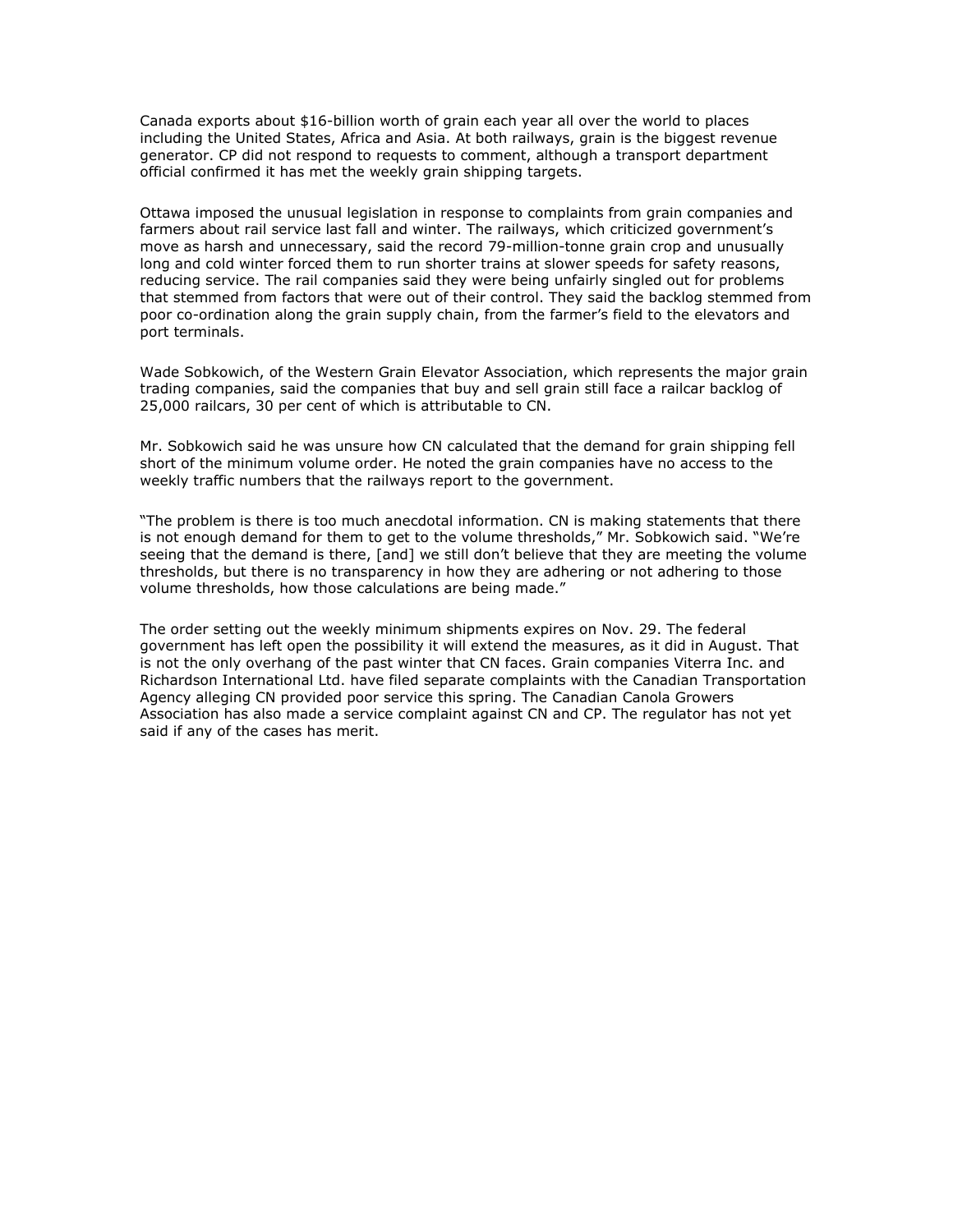Canada exports about $16-billion worth of grain each year all over the world to places including the United States, Africa and Asia. At both railways, grain is the biggest revenue generator. CP did not respond to requests to comment, although a transport department official confirmed it has met the weekly grain shipping targets.

Ottawa imposed the unusual legislation in response to complaints from grain companies and farmers about rail service last fall and winter. The railways, which criticized government's move as harsh and unnecessary, said the record 79-million-tonne grain crop and unusually long and cold winter forced them to run shorter trains at slower speeds for safety reasons, reducing service. The rail companies said they were being unfairly singled out for problems that stemmed from factors that were out of their control. They said the backlog stemmed from poor co-ordination along the grain supply chain, from the farmer's field to the elevators and port terminals.

Wade Sobkowich, of the Western Grain Elevator Association, which represents the major grain trading companies, said the companies that buy and sell grain still face a railcar backlog of 25,000 railcars, 30 per cent of which is attributable to CN.

Mr. Sobkowich said he was unsure how CN calculated that the demand for grain shipping fell short of the minimum volume order. He noted the grain companies have no access to the weekly traffic numbers that the railways report to the government.

"The problem is there is too much anecdotal information. CN is making statements that there is not enough demand for them to get to the volume thresholds," Mr. Sobkowich said. "We're seeing that the demand is there, [and] we still don't believe that they are meeting the volume thresholds, but there is no transparency in how they are adhering or not adhering to those volume thresholds, how those calculations are being made."

The order setting out the weekly minimum shipments expires on Nov. 29. The federal government has left open the possibility it will extend the measures, as it did in August. That is not the only overhang of the past winter that CN faces. Grain companies Viterra Inc. and Richardson International Ltd. have filed separate complaints with the Canadian Transportation Agency alleging CN provided poor service this spring. The Canadian Canola Growers Association has also made a service complaint against CN and CP. The regulator has not yet said if any of the cases has merit.